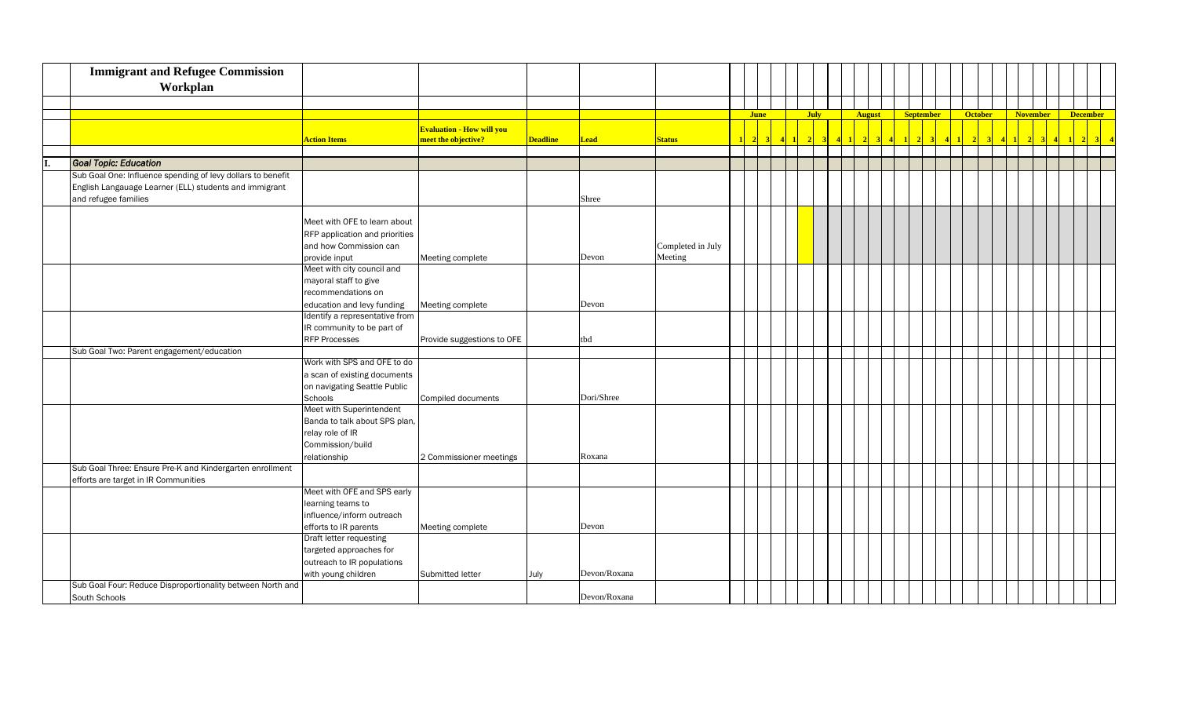# Immigrant and Refugee Commission Workplan

| | | Action Items | Evaluation - How will you meet the objective? | Deadline | Lead | Status | June 1 | June 2 | June 3 | June 4 | July 1 | July 2 | July 3 | July 4 | August 1 | August 2 | August 3 | August 4 | September 1 | September 2 | September 3 | September 4 | October 1 | October 2 | October 3 | October 4 | November 1 | November 2 | November 3 | November 4 | December 1 | December 2 | December 3 | December 4 |
|---|---|---|---|---|---|---|---|---|---|---|---|---|---|---|---|---|---|---|---|---|---|---|---|---|---|---|---|---|---|---|---|---|---|---|
| I. | *Goal Topic: Education* | | | | | | | | | | | | | | | | | | | | | | | | | | | | | | | | | |
| | Sub Goal One: Influence spending of levy dollars to benefit English Langauage Learner (ELL) students and immigrant and refugee families | | | | Shree | | | | | | | | | | | | | | | | | | | | | | | | | | | | | |
| | | Meet with OFE to learn about RFP application and priorities and how Commission can provide input | Meeting complete | | Devon | Completed in July Meeting | | | | | | | | | | | | | | | | | | | | | | | | | | | | |
| | | Meet with city council and mayoral staff to give recommendations on education and levy funding | Meeting complete | | Devon | | | | | | | | | | | | | | | | | | | | | | | | | | | | | |
| | | Identify a representative from IR community to be part of RFP Processes | Provide suggestions to OFE | | tbd | | | | | | | | | | | | | | | | | | | | | | | | | | | | | |
| | Sub Goal Two: Parent engagement/education | | | | | | | | | | | | | | | | | | | | | | | | | | | | | | | | | |
| | | Work with SPS and OFE to do a scan of existing documents on navigating Seattle Public Schools | Compiled documents | | Dori/Shree | | | | | | | | | | | | | | | | | | | | | | | | | | | | | |
| | | Meet with Superintendent Banda to talk about SPS plan, relay role of IR Commission/build relationship | 2 Commissioner meetings | | Roxana | | | | | | | | | | | | | | | | | | | | | | | | | | | | | |
| | Sub Goal Three: Ensure Pre-K and Kindergarten enrollment efforts are target in IR Communities | | | | | | | | | | | | | | | | | | | | | | | | | | | | | | | | | |
| | | Meet with OFE and SPS early learning teams to influence/inform outreach efforts to IR parents | Meeting complete | | Devon | | | | | | | | | | | | | | | | | | | | | | | | | | | | | |
| | | Draft letter requesting targeted approaches for outreach to IR populations with young children | Submitted letter | July | Devon/Roxana | | | | | | | | | | | | | | | | | | | | | | | | | | | | | |
| | Sub Goal Four: Reduce Disproportionality between North and South Schools | | | | Devon/Roxana | | | | | | | | | | | | | | | | | | | | | | | | | | | | | |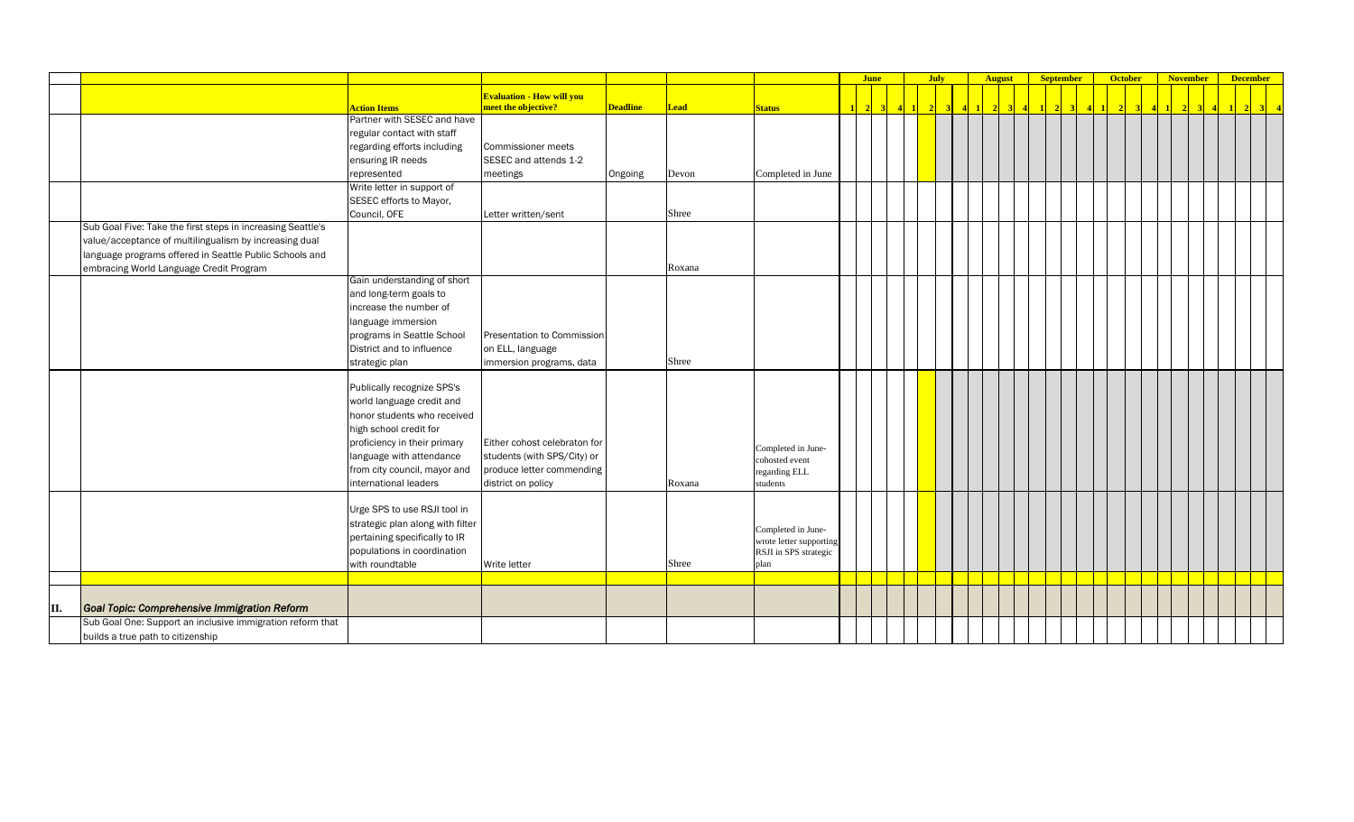| | | Action Items | Evaluation - How will you meet the objective? | Deadline | Lead | Status | June | | | | July | | | | August | | | | September | | | | October | | | | November | | | | December | | | |
|---|---|---|---|---|---|---|---|---|---|---|---|---|---|---|---|---|---|---|---|---|---|---|---|---|---|---|---|---|---|---|---|---|---|---|
| | | | | | | | 1 | 2 | 3 | 4 | 1 | 2 | 3 | 4 | 1 | 2 | 3 | 4 | 1 | 2 | 3 | 4 | 1 | 2 | 3 | 4 | 1 | 2 | 3 | 4 | 1 | 2 | 3 | 4 |
| | | Partner with SESEC and have regular contact with staff regarding efforts including ensuring IR needs represented | Commissioner meets SESEC and attends 1-2 meetings | Ongoing | Devon | Completed in June | | | | | | | | | | | | | | | | | | | | | | | | | | | | |
| | | Write letter in support of SESEC efforts to Mayor, Council, OFE | Letter written/sent | | Shree | | | | | | | | | | | | | | | | | | | | | | | | | | | | | |
| | Sub Goal Five: Take the first steps in increasing Seattle's value/acceptance of multilingualism by increasing dual language programs offered in Seattle Public Schools and embracing World Language Credit Program | | | | Roxana | | | | | | | | | | | | | | | | | | | | | | | | | | | | | |
| | | Gain understanding of short and long-term goals to increase the number of language immersion programs in Seattle School District and to influence strategic plan | Presentation to Commission on ELL, language immersion programs, data | | Shree | | | | | | | | | | | | | | | | | | | | | | | | | | | | | |
| | | Publically recognize SPS's world language credit and honor students who received high school credit for proficiency in their primary language with attendance from city council, mayor and international leaders | Either cohost celebraton for students (with SPS/City) or produce letter commending district on policy | | Roxana | Completed in June- cohosted event regarding ELL students | | | | | | | | | | | | | | | | | | | | | | | | | | | | |
| | | Urge SPS to use RSJI tool in strategic plan along with filter pertaining specifically to IR populations in coordination with roundtable | Write letter | | Shree | Completed in June- wrote letter supporting RSJI in SPS strategic plan | | | | | | | | | | | | | | | | | | | | | | | | | | | | |
| **II.** | ***Goal Topic: Comprehensive Immigration Reform*** | | | | | | | | | | | | | | | | | | | | | | | | | | | | | | | | | |
| | Sub Goal One: Support an inclusive immigration reform that builds a true path to citizenship | | | | | | | | | | | | | | | | | | | | | | | | | | | | | | | | | |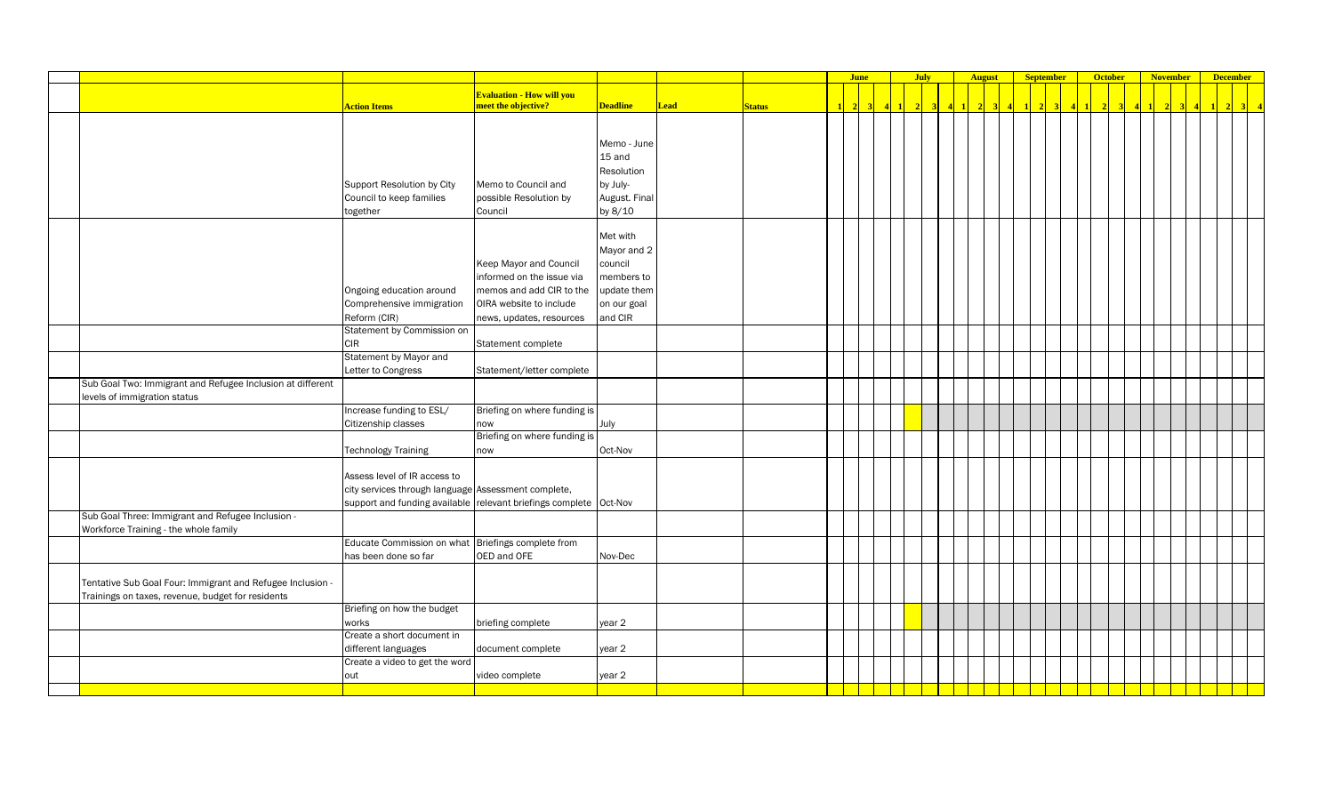| | | Action Items | Evaluation - How will you meet the objective? | Deadline | Lead | Status | June | | | | July | | | | August | | | | September | | | | October | | | | November | | | | December | | | |
|---|---|---|---|---|---|---|---|---|---|---|---|---|---|---|---|---|---|---|---|---|---|---|---|---|---|---|---|---|---|---|---|---|---|---|
| | | | | | | | 1 | 2 | 3 | 4 | 1 | 2 | 3 | 4 | 1 | 2 | 3 | 4 | 1 | 2 | 3 | 4 | 1 | 2 | 3 | 4 | 1 | 2 | 3 | 4 | 1 | 2 | 3 | 4 |
| | | Support Resolution by City Council to keep families together | Memo to Council and possible Resolution by Council | Memo - June 15 and Resolution by July-August. Final by 8/10 | | | | | | | | | | | | | | | | | | | | | | | | | | | | | | |
| | | Ongoing education around Comprehensive immigration Reform (CIR) | Keep Mayor and Council informed on the issue via memos and add CIR to the OIRA website to include news, updates, resources | Met with Mayor and 2 council members to update them on our goal and CIR | | | | | | | | | | | | | | | | | | | | | | | | | | | | | | |
| | | Statement by Commission on CIR | Statement complete | | | | | | | | | | | | | | | | | | | | | | | | | | | | | | | |
| | | Statement by Mayor and Letter to Congress | Statement/letter complete | | | | | | | | | | | | | | | | | | | | | | | | | | | | | | | |
| | Sub Goal Two: Immigrant and Refugee Inclusion at different levels of immigration status | | | | | | | | | | | | | | | | | | | | | | | | | | | | | | | | | |
| | | Increase funding to ESL/ Citizenship classes | Briefing on where funding is now | July | | | | | | | | | | | | | | | | | | | | | | | | | | | | | | |
| | | Technology Training | Briefing on where funding is now | Oct-Nov | | | | | | | | | | | | | | | | | | | | | | | | | | | | | | |
| | | Assess level of IR access to city services through language support and funding available | Assessment complete, relevant briefings complete | Oct-Nov | | | | | | | | | | | | | | | | | | | | | | | | | | | | | | |
| | Sub Goal Three: Immigrant and Refugee Inclusion - Workforce Training - the whole family | | | | | | | | | | | | | | | | | | | | | | | | | | | | | | | | | |
| | | Educate Commission on what has been done so far | Briefings complete from OED and OFE | Nov-Dec | | | | | | | | | | | | | | | | | | | | | | | | | | | | | | |
| | Tentative Sub Goal Four: Immigrant and Refugee Inclusion - Trainings on taxes, revenue, budget for residents | | | | | | | | | | | | | | | | | | | | | | | | | | | | | | | | | |
| | | Briefing on how the budget works | briefing complete | year 2 | | | | | | | | | | | | | | | | | | | | | | | | | | | | | | |
| | | Create a short document in different languages | document complete | year 2 | | | | | | | | | | | | | | | | | | | | | | | | | | | | | | |
| | | Create a video to get the word out | video complete | year 2 | | | | | | | | | | | | | | | | | | | | | | | | | | | | | | |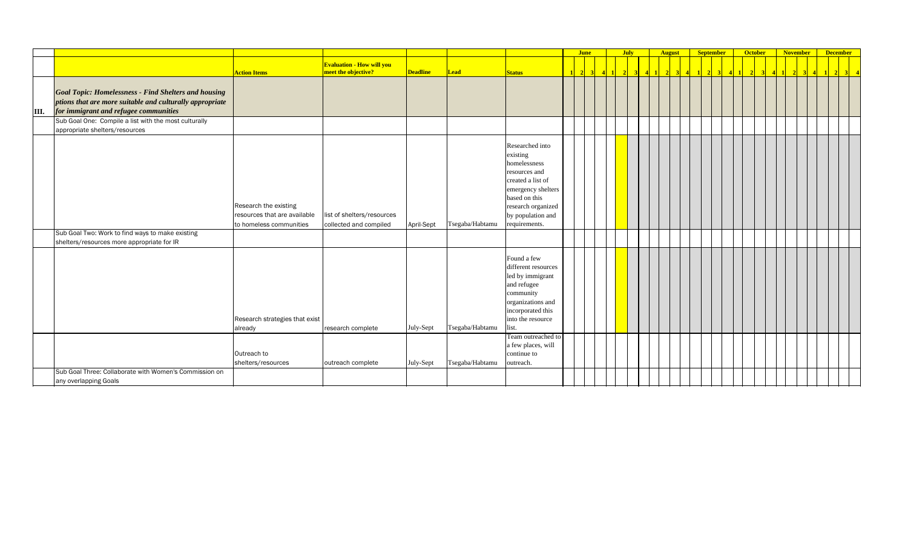| | | Action Items | Evaluation - How will you meet the objective? | Deadline | Lead | Status | June 1 | June 2 | June 3 | June 4 | July 1 | July 2 | July 3 | July 4 | August 1 | August 2 | August 3 | August 4 | September 1 | September 2 | September 3 | September 4 | October 1 | October 2 | October 3 | October 4 | November 1 | November 2 | November 3 | November 4 | December 1 | December 2 | December 3 | December 4 |
|---|---|---|---|---|---|---|---|---|---|---|---|---|---|---|---|---|---|---|---|---|---|---|---|---|---|---|---|---|---|---|---|---|---|---|
| III. | ***Goal Topic: Homelessness - Find Shelters and housing ptions that are more suitable and culturally appropriate for immigrant and refugee communities*** | | | | | | | | | | | | | | | | | | | | | | | | | | | | | | | | | |
| | Sub Goal One: Compile a list with the most culturally appropriate shelters/resources | | | | | | | | | | | | | | | | | | | | | | | | | | | | | | | | | |
| | | Research the existing resources that are available to homeless communities | list of shelters/resources collected and compiled | April-Sept | Tsegaba/Habtamu | Researched into existing homelessness resources and created a list of emergency shelters based on this research organized by population and requirements. | | | | | | | | | | | | | | | | | | | | | | | | | | | | |
| | Sub Goal Two: Work to find ways to make existing shelters/resources more appropriate for IR | | | | | | | | | | | | | | | | | | | | | | | | | | | | | | | | | |
| | | Research strategies that exist already | research complete | July-Sept | Tsegaba/Habtamu | Found a few different resources led by immigrant and refugee community organizations and incorporated this into the resource list. | | | | | | | | | | | | | | | | | | | | | | | | | | | | |
| | | Outreach to shelters/resources | outreach complete | July-Sept | Tsegaba/Habtamu | Team outreached to a few places, will continue to outreach. | | | | | | | | | | | | | | | | | | | | | | | | | | | | |
| | Sub Goal Three: Collaborate with Women's Commission on any overlapping Goals | | | | | | | | | | | | | | | | | | | | | | | | | | | | | | | | | |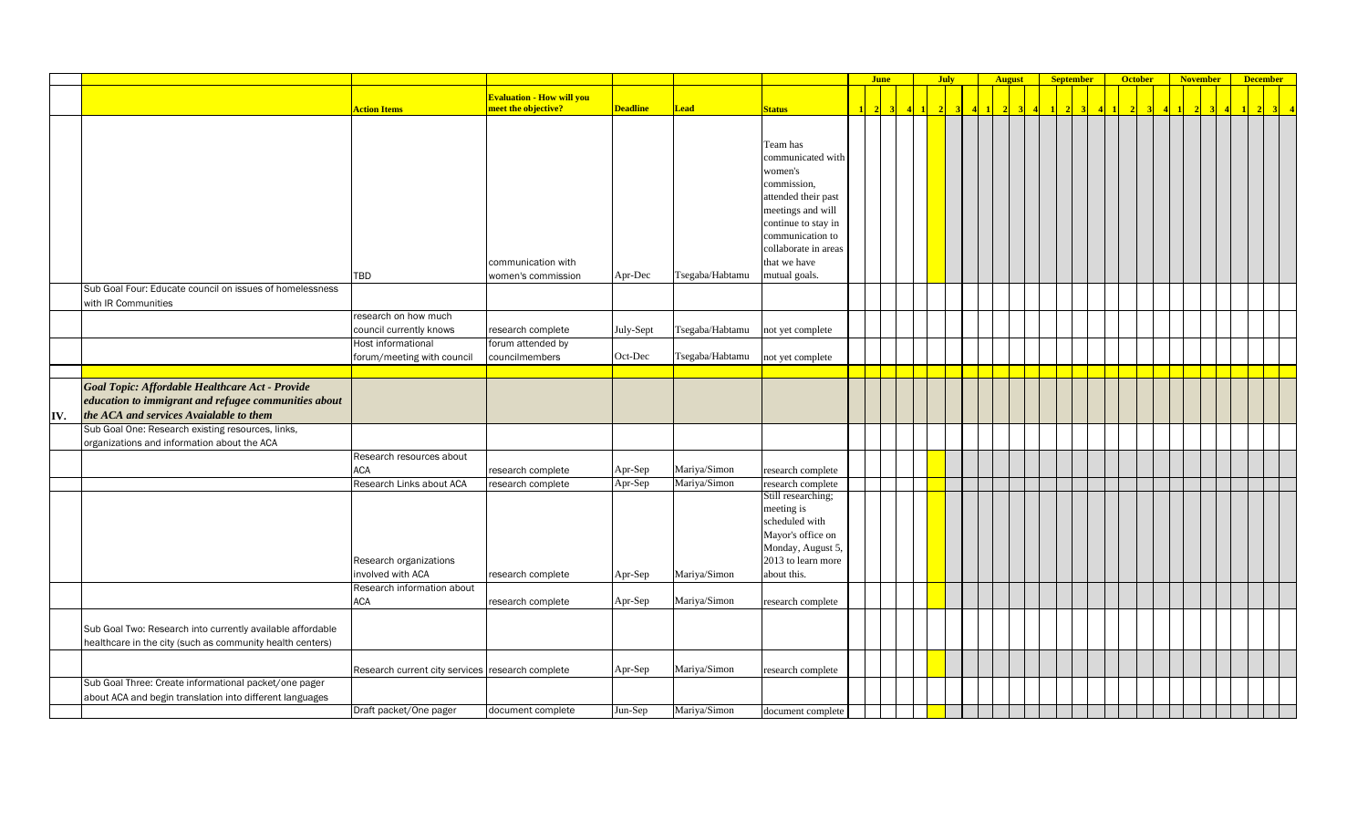| | | Action Items | Evaluation - How will you meet the objective? | Deadline | Lead | Status | June | | | | July | | | | August | | | | September | | | | October | | | | November | | | | December | | | |
|---|---|---|---|---|---|---|---|---|---|---|---|---|---|---|---|---|---|---|---|---|---|---|---|---|---|---|---|---|---|---|---|---|---|---|
| | | | | | | | 1 | 2 | 3 | 4 | 1 | 2 | 3 | 4 | 1 | 2 | 3 | 4 | 1 | 2 | 3 | 4 | 1 | 2 | 3 | 4 | 1 | 2 | 3 | 4 | 1 | 2 | 3 | 4 |
| | | TBD | communication with women's commission | Apr-Dec | Tsegaba/Habtamu | Team has communicated with women's commission, attended their past meetings and will continue to stay in communication to collaborate in areas that we have mutual goals. | | | | | | | | | | | | | | | | | | | | | | | | | | | | |
| | Sub Goal Four: Educate council on issues of homelessness with IR Communities | | | | | | | | | | | | | | | | | | | | | | | | | | | | | | | | | |
| | | research on how much council currently knows | research complete | July-Sept | Tsegaba/Habtamu | not yet complete | | | | | | | | | | | | | | | | | | | | | | | | | | | | |
| | | Host informational forum/meeting with council | forum attended by councilmembers | Oct-Dec | Tsegaba/Habtamu | not yet complete | | | | | | | | | | | | | | | | | | | | | | | | | | | | |
| IV. | ***Goal Topic: Affordable Healthcare Act - Provide education to immigrant and refugee communities about the ACA and services Avaialable to them*** | | | | | | | | | | | | | | | | | | | | | | | | | | | | | | | | | |
| | Sub Goal One: Research existing resources, links, organizations and information about the ACA | | | | | | | | | | | | | | | | | | | | | | | | | | | | | | | | | |
| | | Research resources about ACA | research complete | Apr-Sep | Mariya/Simon | research complete | | | | | | | | | | | | | | | | | | | | | | | | | | | | |
| | | Research Links about ACA | research complete | Apr-Sep | Mariya/Simon | research complete | | | | | | | | | | | | | | | | | | | | | | | | | | | | |
| | | Research organizations involved with ACA | research complete | Apr-Sep | Mariya/Simon | Still researching; meeting is scheduled with Mayor's office on Monday, August 5, 2013 to learn more about this. | | | | | | | | | | | | | | | | | | | | | | | | | | | | |
| | | Research information about ACA | research complete | Apr-Sep | Mariya/Simon | research complete | | | | | | | | | | | | | | | | | | | | | | | | | | | | |
| | Sub Goal Two: Research into currently available affordable healthcare in the city (such as community health centers) | | | | | | | | | | | | | | | | | | | | | | | | | | | | | | | | | |
| | | Research current city services | research complete | Apr-Sep | Mariya/Simon | research complete | | | | | | | | | | | | | | | | | | | | | | | | | | | | |
| | Sub Goal Three: Create informational packet/one pager about ACA and begin translation into different languages | | | | | | | | | | | | | | | | | | | | | | | | | | | | | | | | | |
| | | Draft packet/One pager | document complete | Jun-Sep | Mariya/Simon | document complete | | | | | | | | | | | | | | | | | | | | | | | | | | | | |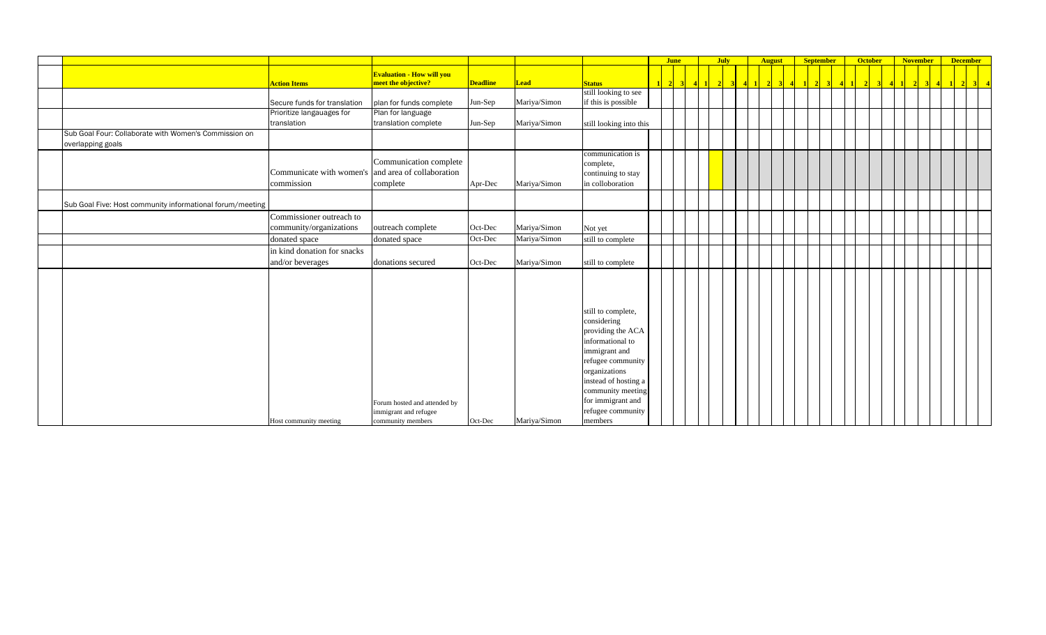| | | Action Items | Evaluation - How will you meet the objective? | Deadline | Lead | Status | June 1 | June 2 | June 3 | June 4 | July 1 | July 2 | July 3 | July 4 | August 1 | August 2 | August 3 | August 4 | September 1 | September 2 | September 3 | September 4 | October 1 | October 2 | October 3 | October 4 | November 1 | November 2 | November 3 | November 4 | December 1 | December 2 | December 3 | December 4 |
|---|---|---|---|---|---|---|---|---|---|---|---|---|---|---|---|---|---|---|---|---|---|---|---|---|---|---|---|---|---|---|---|---|---|---|
| | | Secure funds for translation | plan for funds complete | Jun-Sep | Mariya/Simon | still looking to see if this is possible | | | | | | | | | | | | | | | | | | | | | | | | | | | | |
| | | Prioritize langauages for translation | Plan for language translation complete | Jun-Sep | Mariya/Simon | still looking into this | | | | | | | | | | | | | | | | | | | | | | | | | | | | |
| | Sub Goal Four: Collaborate with Women's Commission on overlapping goals | | | | | | | | | | | | | | | | | | | | | | | | | | | | | | | | | |
| | | Communicate with women's commission | Communication complete and area of collaboration complete | Apr-Dec | Mariya/Simon | communication is complete, continuing to stay in colloboration | | | | | | | | | | | | | | | | | | | | | | | | | | | | |
| | Sub Goal Five: Host community informational forum/meeting | | | | | | | | | | | | | | | | | | | | | | | | | | | | | | | | | |
| | | Commissioner outreach to community/organizations | outreach complete | Oct-Dec | Mariya/Simon | Not yet | | | | | | | | | | | | | | | | | | | | | | | | | | | | |
| | | donated space | donated space | Oct-Dec | Mariya/Simon | still to complete | | | | | | | | | | | | | | | | | | | | | | | | | | | | |
| | | in kind donation for snacks and/or beverages | donations secured | Oct-Dec | Mariya/Simon | still to complete | | | | | | | | | | | | | | | | | | | | | | | | | | | | |
| | | Host community meeting | Forum hosted and attended by immigrant and refugee community members | Oct-Dec | Mariya/Simon | still to complete, considering providing the ACA informational to immigrant and refugee community organizations instead of hosting a community meeting for immigrant and refugee community members | | | | | | | | | | | | | | | | | | | | | | | | | | | | |